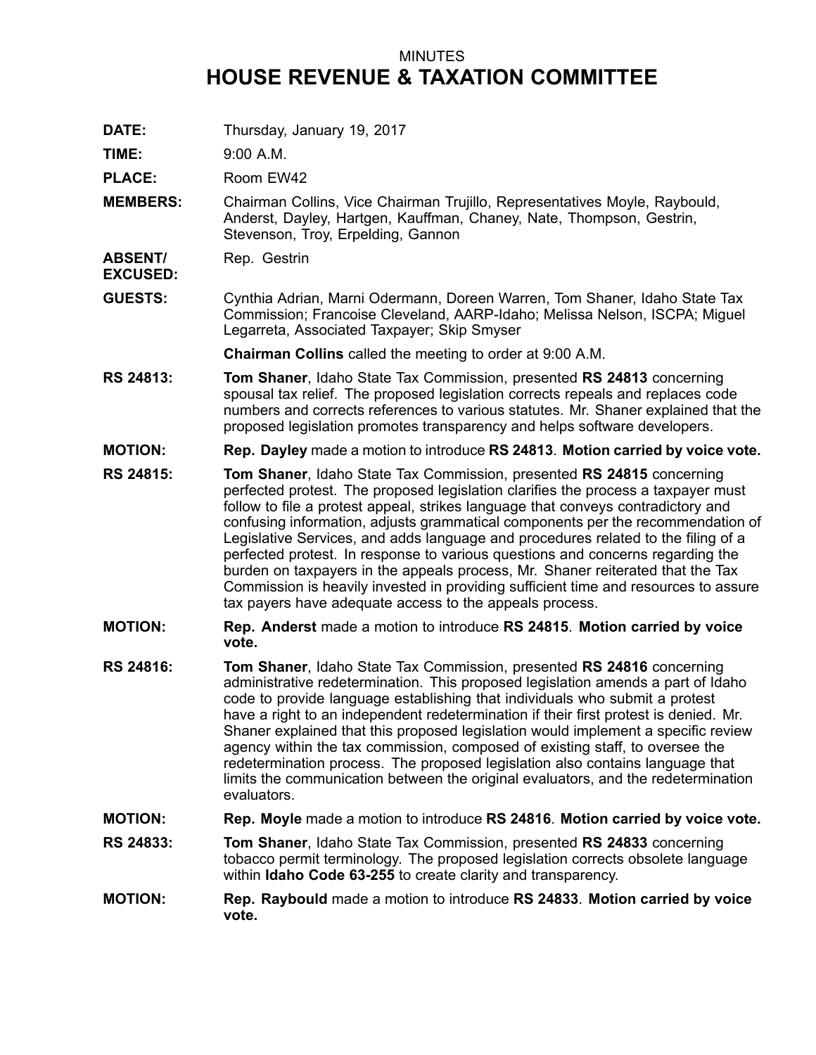MINUTES

# HOUSE REVENUE & TAXATION COMMITTEE

**DATE:** Thursday, January 19, 2017

**TIME:** 9:00 A.M.

**PLACE:** Room EW42

**MEMBERS:** Chairman Collins, Vice Chairman Trujillo, Representatives Moyle, Raybould, Anderst, Dayley, Hartgen, Kauffman, Chaney, Nate, Thompson, Gestrin, Stevenson, Troy, Erpelding, Gannon

**ABSENT/ EXCUSED:** Rep. Gestrin

**GUESTS:** Cynthia Adrian, Marni Odermann, Doreen Warren, Tom Shaner, Idaho State Tax Commission; Francoise Cleveland, AARP-Idaho; Melissa Nelson, ISCPA; Miguel Legarreta, Associated Taxpayer; Skip Smyser

**Chairman Collins** called the meeting to order at 9:00 A.M.

**RS 24813:** **Tom Shaner**, Idaho State Tax Commission, presented **RS 24813** concerning spousal tax relief. The proposed legislation corrects repeals and replaces code numbers and corrects references to various statutes. Mr. Shaner explained that the proposed legislation promotes transparency and helps software developers.

**MOTION:** **Rep. Dayley** made a motion to introduce **RS 24813**. **Motion carried by voice vote.**

**RS 24815:** **Tom Shaner**, Idaho State Tax Commission, presented **RS 24815** concerning perfected protest. The proposed legislation clarifies the process a taxpayer must follow to file a protest appeal, strikes language that conveys contradictory and confusing information, adjusts grammatical components per the recommendation of Legislative Services, and adds language and procedures related to the filing of a perfected protest. In response to various questions and concerns regarding the burden on taxpayers in the appeals process, Mr. Shaner reiterated that the Tax Commission is heavily invested in providing sufficient time and resources to assure tax payers have adequate access to the appeals process.

**MOTION:** **Rep. Anderst** made a motion to introduce **RS 24815**. **Motion carried by voice vote.**

**RS 24816:** **Tom Shaner**, Idaho State Tax Commission, presented **RS 24816** concerning administrative redetermination. This proposed legislation amends a part of Idaho code to provide language establishing that individuals who submit a protest have a right to an independent redetermination if their first protest is denied. Mr. Shaner explained that this proposed legislation would implement a specific review agency within the tax commission, composed of existing staff, to oversee the redetermination process. The proposed legislation also contains language that limits the communication between the original evaluators, and the redetermination evaluators.

**MOTION:** **Rep. Moyle** made a motion to introduce **RS 24816**. **Motion carried by voice vote.**

**RS 24833:** **Tom Shaner**, Idaho State Tax Commission, presented **RS 24833** concerning tobacco permit terminology. The proposed legislation corrects obsolete language within **Idaho Code 63-255** to create clarity and transparency.

**MOTION:** **Rep. Raybould** made a motion to introduce **RS 24833**. **Motion carried by voice vote.**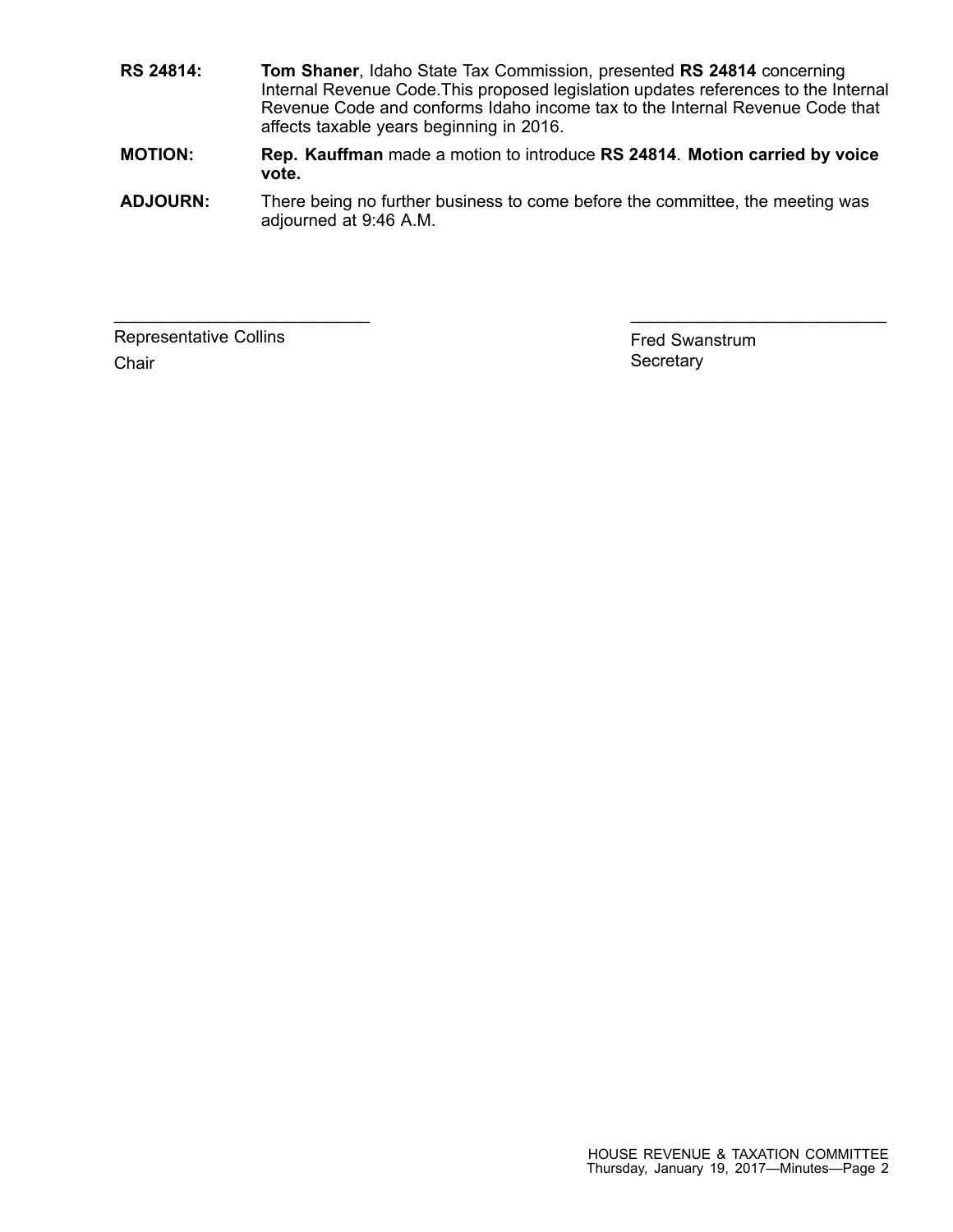**RS 24814:** **Tom Shaner**, Idaho State Tax Commission, presented **RS 24814** concerning Internal Revenue Code.This proposed legislation updates references to the Internal Revenue Code and conforms Idaho income tax to the Internal Revenue Code that affects taxable years beginning in 2016.

**MOTION:** **Rep. Kauffman** made a motion to introduce **RS 24814**. **Motion carried by voice vote.**

**ADJOURN:** There being no further business to come before the committee, the meeting was adjourned at 9:46 A.M.

___________________________
Representative Collins
Chair

___________________________
Fred Swanstrum
Secretary